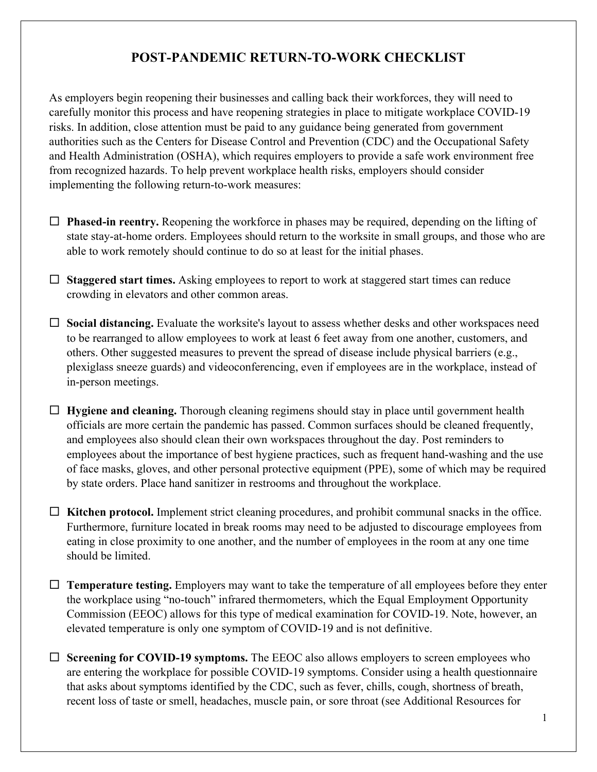# POST-PANDEMIC RETURN-TO-WORK CHECKLIST

As employers begin reopening their businesses and calling back their workforces, they will need to carefully monitor this process and have reopening strategies in place to mitigate workplace COVID-19 risks. In addition, close attention must be paid to any guidance being generated from government authorities such as the Centers for Disease Control and Prevention (CDC) and the Occupational Safety and Health Administration (OSHA), which requires employers to provide a safe work environment free from recognized hazards. To help prevent workplace health risks, employers should consider implementing the following return-to-work measures:

- ☐ **Phased-in reentry.** Reopening the workforce in phases may be required, depending on the lifting of state stay-at-home orders. Employees should return to the worksite in small groups, and those who are able to work remotely should continue to do so at least for the initial phases.

- ☐ **Staggered start times.** Asking employees to report to work at staggered start times can reduce crowding in elevators and other common areas.

- ☐ **Social distancing.** Evaluate the worksite's layout to assess whether desks and other workspaces need to be rearranged to allow employees to work at least 6 feet away from one another, customers, and others. Other suggested measures to prevent the spread of disease include physical barriers (e.g., plexiglass sneeze guards) and videoconferencing, even if employees are in the workplace, instead of in-person meetings.

- ☐ **Hygiene and cleaning.** Thorough cleaning regimens should stay in place until government health officials are more certain the pandemic has passed. Common surfaces should be cleaned frequently, and employees also should clean their own workspaces throughout the day. Post reminders to employees about the importance of best hygiene practices, such as frequent hand-washing and the use of face masks, gloves, and other personal protective equipment (PPE), some of which may be required by state orders. Place hand sanitizer in restrooms and throughout the workplace.

- ☐ **Kitchen protocol.** Implement strict cleaning procedures, and prohibit communal snacks in the office. Furthermore, furniture located in break rooms may need to be adjusted to discourage employees from eating in close proximity to one another, and the number of employees in the room at any one time should be limited.

- ☐ **Temperature testing.** Employers may want to take the temperature of all employees before they enter the workplace using "no-touch" infrared thermometers, which the Equal Employment Opportunity Commission (EEOC) allows for this type of medical examination for COVID-19. Note, however, an elevated temperature is only one symptom of COVID-19 and is not definitive.

- ☐ **Screening for COVID-19 symptoms.** The EEOC also allows employers to screen employees who are entering the workplace for possible COVID-19 symptoms. Consider using a health questionnaire that asks about symptoms identified by the CDC, such as fever, chills, cough, shortness of breath, recent loss of taste or smell, headaches, muscle pain, or sore throat (see Additional Resources for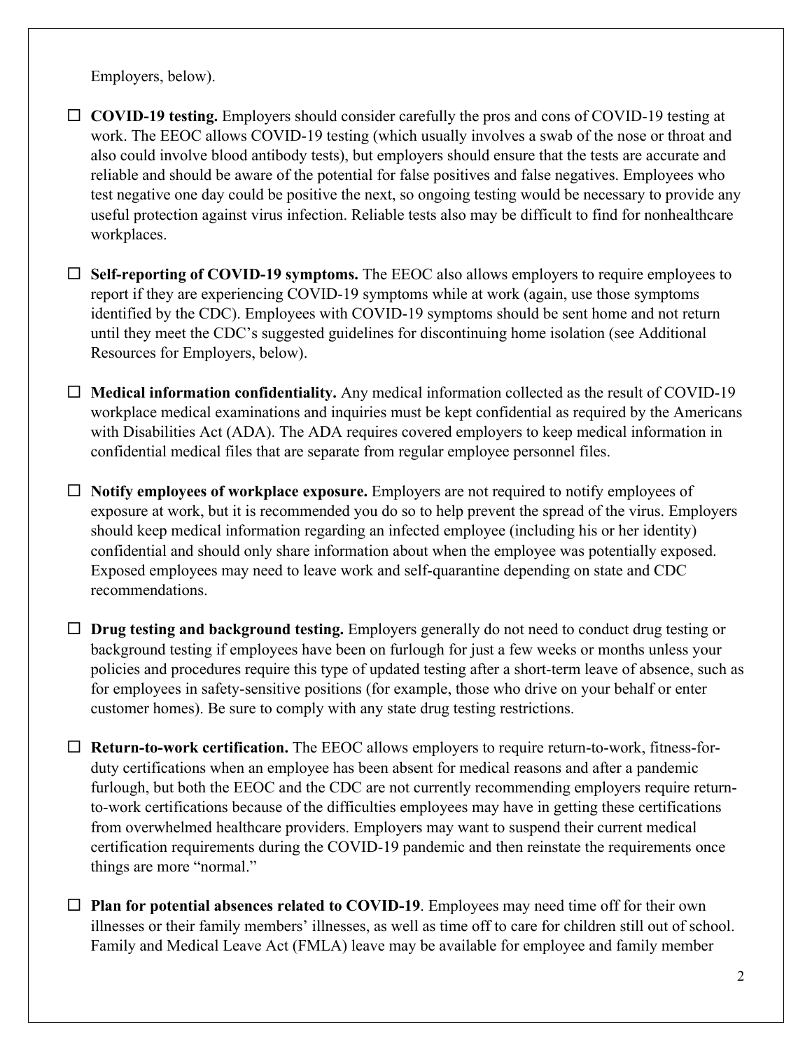Employers, below).

- ☐ **COVID-19 testing.** Employers should consider carefully the pros and cons of COVID-19 testing at work. The EEOC allows COVID-19 testing (which usually involves a swab of the nose or throat and also could involve blood antibody tests), but employers should ensure that the tests are accurate and reliable and should be aware of the potential for false positives and false negatives. Employees who test negative one day could be positive the next, so ongoing testing would be necessary to provide any useful protection against virus infection. Reliable tests also may be difficult to find for nonhealthcare workplaces.

- ☐ **Self-reporting of COVID-19 symptoms.** The EEOC also allows employers to require employees to report if they are experiencing COVID-19 symptoms while at work (again, use those symptoms identified by the CDC). Employees with COVID-19 symptoms should be sent home and not return until they meet the CDC's suggested guidelines for discontinuing home isolation (see Additional Resources for Employers, below).

- ☐ **Medical information confidentiality.** Any medical information collected as the result of COVID-19 workplace medical examinations and inquiries must be kept confidential as required by the Americans with Disabilities Act (ADA). The ADA requires covered employers to keep medical information in confidential medical files that are separate from regular employee personnel files.

- ☐ **Notify employees of workplace exposure.** Employers are not required to notify employees of exposure at work, but it is recommended you do so to help prevent the spread of the virus. Employers should keep medical information regarding an infected employee (including his or her identity) confidential and should only share information about when the employee was potentially exposed. Exposed employees may need to leave work and self-quarantine depending on state and CDC recommendations.

- ☐ **Drug testing and background testing.** Employers generally do not need to conduct drug testing or background testing if employees have been on furlough for just a few weeks or months unless your policies and procedures require this type of updated testing after a short-term leave of absence, such as for employees in safety-sensitive positions (for example, those who drive on your behalf or enter customer homes). Be sure to comply with any state drug testing restrictions.

- ☐ **Return-to-work certification.** The EEOC allows employers to require return-to-work, fitness-for-duty certifications when an employee has been absent for medical reasons and after a pandemic furlough, but both the EEOC and the CDC are not currently recommending employers require return-to-work certifications because of the difficulties employees may have in getting these certifications from overwhelmed healthcare providers. Employers may want to suspend their current medical certification requirements during the COVID-19 pandemic and then reinstate the requirements once things are more "normal."

- ☐ **Plan for potential absences related to COVID-19**. Employees may need time off for their own illnesses or their family members' illnesses, as well as time off to care for children still out of school. Family and Medical Leave Act (FMLA) leave may be available for employee and family member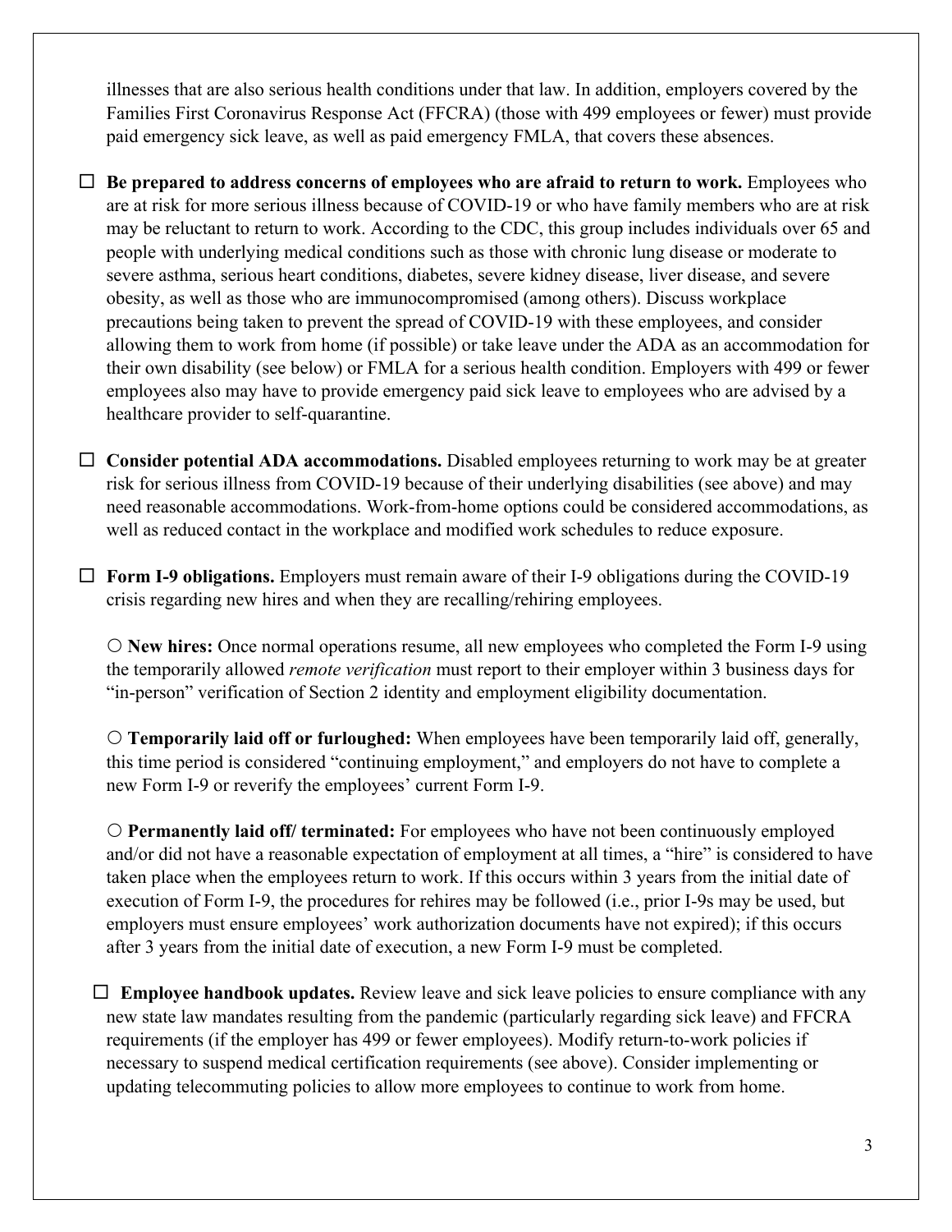illnesses that are also serious health conditions under that law. In addition, employers covered by the Families First Coronavirus Response Act (FFCRA) (those with 499 employees or fewer) must provide paid emergency sick leave, as well as paid emergency FMLA, that covers these absences.

☐ **Be prepared to address concerns of employees who are afraid to return to work.** Employees who are at risk for more serious illness because of COVID-19 or who have family members who are at risk may be reluctant to return to work. According to the CDC, this group includes individuals over 65 and people with underlying medical conditions such as those with chronic lung disease or moderate to severe asthma, serious heart conditions, diabetes, severe kidney disease, liver disease, and severe obesity, as well as those who are immunocompromised (among others). Discuss workplace precautions being taken to prevent the spread of COVID-19 with these employees, and consider allowing them to work from home (if possible) or take leave under the ADA as an accommodation for their own disability (see below) or FMLA for a serious health condition. Employers with 499 or fewer employees also may have to provide emergency paid sick leave to employees who are advised by a healthcare provider to self-quarantine.

☐ **Consider potential ADA accommodations.** Disabled employees returning to work may be at greater risk for serious illness from COVID-19 because of their underlying disabilities (see above) and may need reasonable accommodations. Work-from-home options could be considered accommodations, as well as reduced contact in the workplace and modified work schedules to reduce exposure.

☐ **Form I-9 obligations.** Employers must remain aware of their I-9 obligations during the COVID-19 crisis regarding new hires and when they are recalling/rehiring employees.

○ **New hires:** Once normal operations resume, all new employees who completed the Form I-9 using the temporarily allowed *remote verification* must report to their employer within 3 business days for "in-person" verification of Section 2 identity and employment eligibility documentation.

○ **Temporarily laid off or furloughed:** When employees have been temporarily laid off, generally, this time period is considered "continuing employment," and employers do not have to complete a new Form I-9 or reverify the employees' current Form I-9.

○ **Permanently laid off/ terminated:** For employees who have not been continuously employed and/or did not have a reasonable expectation of employment at all times, a "hire" is considered to have taken place when the employees return to work. If this occurs within 3 years from the initial date of execution of Form I-9, the procedures for rehires may be followed (i.e., prior I-9s may be used, but employers must ensure employees' work authorization documents have not expired); if this occurs after 3 years from the initial date of execution, a new Form I-9 must be completed.

☐ **Employee handbook updates.** Review leave and sick leave policies to ensure compliance with any new state law mandates resulting from the pandemic (particularly regarding sick leave) and FFCRA requirements (if the employer has 499 or fewer employees). Modify return-to-work policies if necessary to suspend medical certification requirements (see above). Consider implementing or updating telecommuting policies to allow more employees to continue to work from home.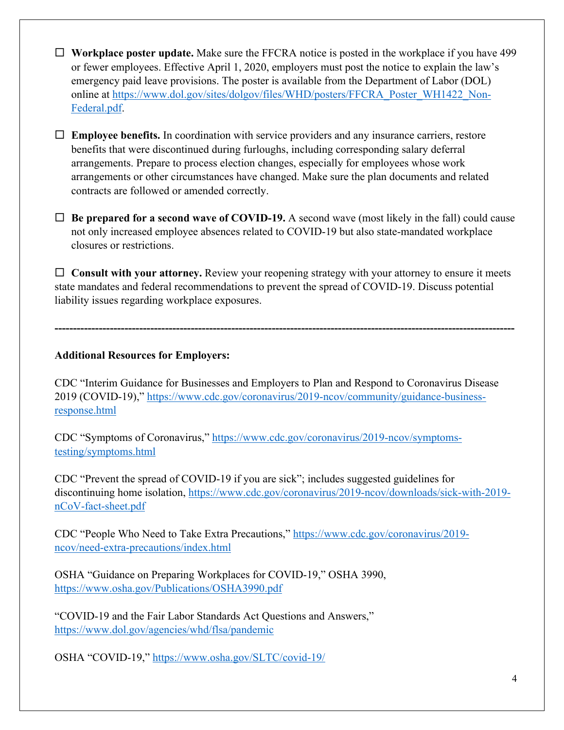- ☐ **Workplace poster update.** Make sure the FFCRA notice is posted in the workplace if you have 499 or fewer employees. Effective April 1, 2020, employers must post the notice to explain the law's emergency paid leave provisions. The poster is available from the Department of Labor (DOL) online at https://www.dol.gov/sites/dolgov/files/WHD/posters/FFCRA_Poster_WH1422_Non-Federal.pdf.

- ☐ **Employee benefits.** In coordination with service providers and any insurance carriers, restore benefits that were discontinued during furloughs, including corresponding salary deferral arrangements. Prepare to process election changes, especially for employees whose work arrangements or other circumstances have changed. Make sure the plan documents and related contracts are followed or amended correctly.

- ☐ **Be prepared for a second wave of COVID-19.** A second wave (most likely in the fall) could cause not only increased employee absences related to COVID-19 but also state-mandated workplace closures or restrictions.

☐ **Consult with your attorney.** Review your reopening strategy with your attorney to ensure it meets state mandates and federal recommendations to prevent the spread of COVID-19. Discuss potential liability issues regarding workplace exposures.

---

**Additional Resources for Employers:**

CDC "Interim Guidance for Businesses and Employers to Plan and Respond to Coronavirus Disease 2019 (COVID-19)," https://www.cdc.gov/coronavirus/2019-ncov/community/guidance-business-response.html

CDC "Symptoms of Coronavirus," https://www.cdc.gov/coronavirus/2019-ncov/symptoms-testing/symptoms.html

CDC "Prevent the spread of COVID-19 if you are sick"; includes suggested guidelines for discontinuing home isolation, https://www.cdc.gov/coronavirus/2019-ncov/downloads/sick-with-2019-nCoV-fact-sheet.pdf

CDC "People Who Need to Take Extra Precautions," https://www.cdc.gov/coronavirus/2019-ncov/need-extra-precautions/index.html

OSHA "Guidance on Preparing Workplaces for COVID-19," OSHA 3990, https://www.osha.gov/Publications/OSHA3990.pdf

"COVID-19 and the Fair Labor Standards Act Questions and Answers," https://www.dol.gov/agencies/whd/flsa/pandemic

OSHA "COVID-19," https://www.osha.gov/SLTC/covid-19/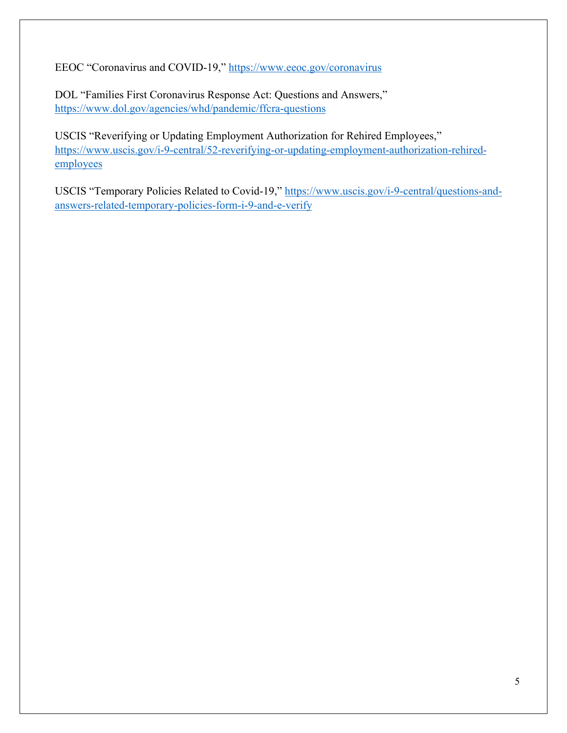EEOC “Coronavirus and COVID-19,” [https://www.eeoc.gov/coronavirus](https://www.eeoc.gov/coronavirus)

DOL “Families First Coronavirus Response Act: Questions and Answers,” [https://www.dol.gov/agencies/whd/pandemic/ffcra-questions](https://www.dol.gov/agencies/whd/pandemic/ffcra-questions)

USCIS “Reverifying or Updating Employment Authorization for Rehired Employees,” [https://www.uscis.gov/i-9-central/52-reverifying-or-updating-employment-authorization-rehired-employees](https://www.uscis.gov/i-9-central/52-reverifying-or-updating-employment-authorization-rehired-employees)

USCIS “Temporary Policies Related to Covid-19,” [https://www.uscis.gov/i-9-central/questions-and-answers-related-temporary-policies-form-i-9-and-e-verify](https://www.uscis.gov/i-9-central/questions-and-answers-related-temporary-policies-form-i-9-and-e-verify)